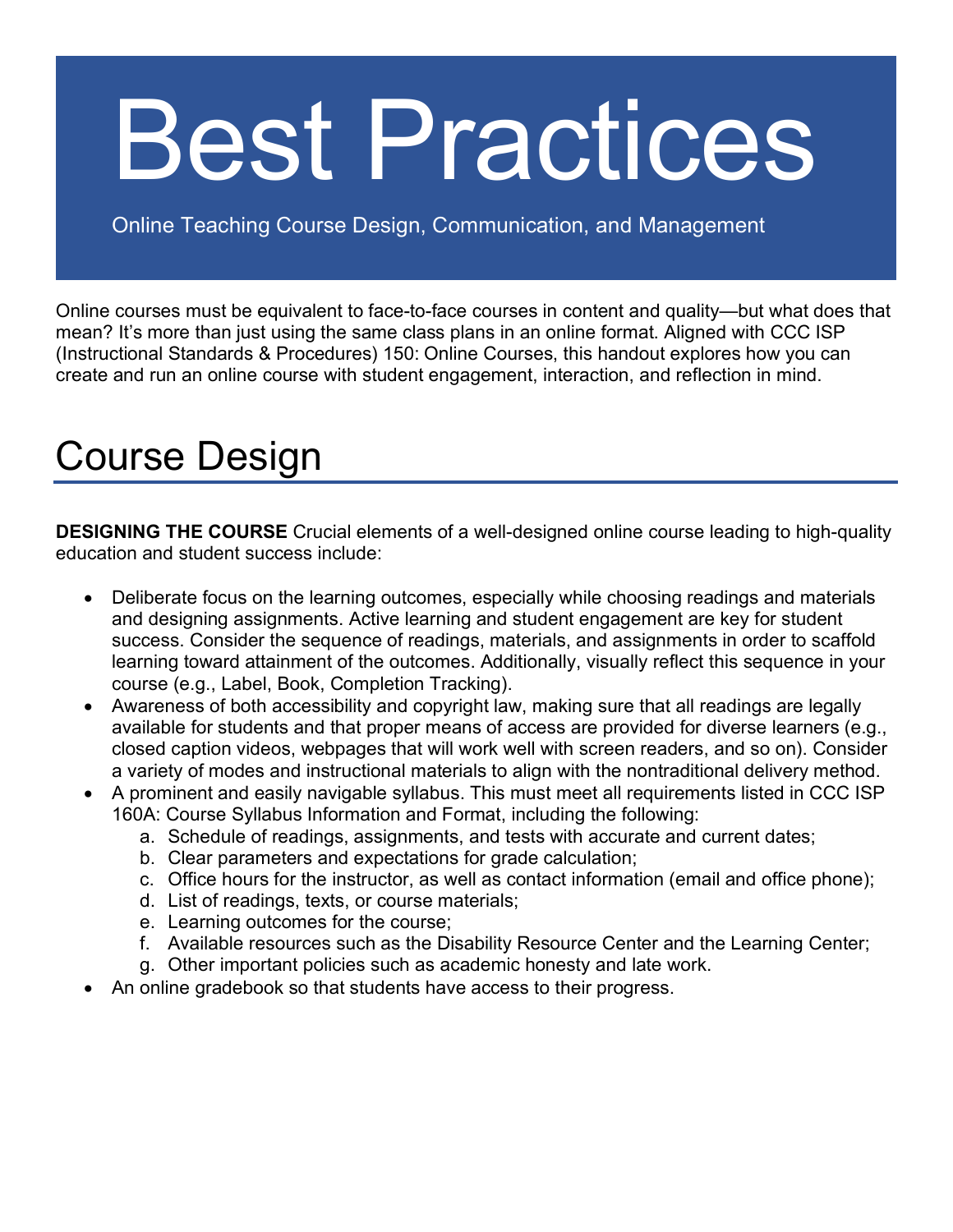# Best Practices

Online Teaching Course Design, Communication, and Management

Online courses must be equivalent to face-to-face courses in content and quality—but what does that mean? It's more than just using the same class plans in an online format. Aligned with CCC ISP (Instructional Standards & Procedures) 150: Online Courses, this handout explores how you can create and run an online course with student engagement, interaction, and reflection in mind.

## Course Design

**DESIGNING THE COURSE** Crucial elements of a well-designed online course leading to high-quality education and student success include:

- Deliberate focus on the learning outcomes, especially while choosing readings and materials and designing assignments. Active learning and student engagement are key for student success. Consider the sequence of readings, materials, and assignments in order to scaffold learning toward attainment of the outcomes. Additionally, visually reflect this sequence in your course (e.g., Label, Book, Completion Tracking).
- Awareness of both accessibility and copyright law, making sure that all readings are legally available for students and that proper means of access are provided for diverse learners (e.g., closed caption videos, webpages that will work well with screen readers, and so on). Consider a variety of modes and instructional materials to align with the nontraditional delivery method.
- A prominent and easily navigable syllabus. This must meet all requirements listed in CCC ISP 160A: Course Syllabus Information and Format, including the following:
    a. Schedule of readings, assignments, and tests with accurate and current dates;
    b. Clear parameters and expectations for grade calculation;
    c. Office hours for the instructor, as well as contact information (email and office phone);
    d. List of readings, texts, or course materials;
    e. Learning outcomes for the course;
    f. Available resources such as the Disability Resource Center and the Learning Center;
    g. Other important policies such as academic honesty and late work.
- An online gradebook so that students have access to their progress.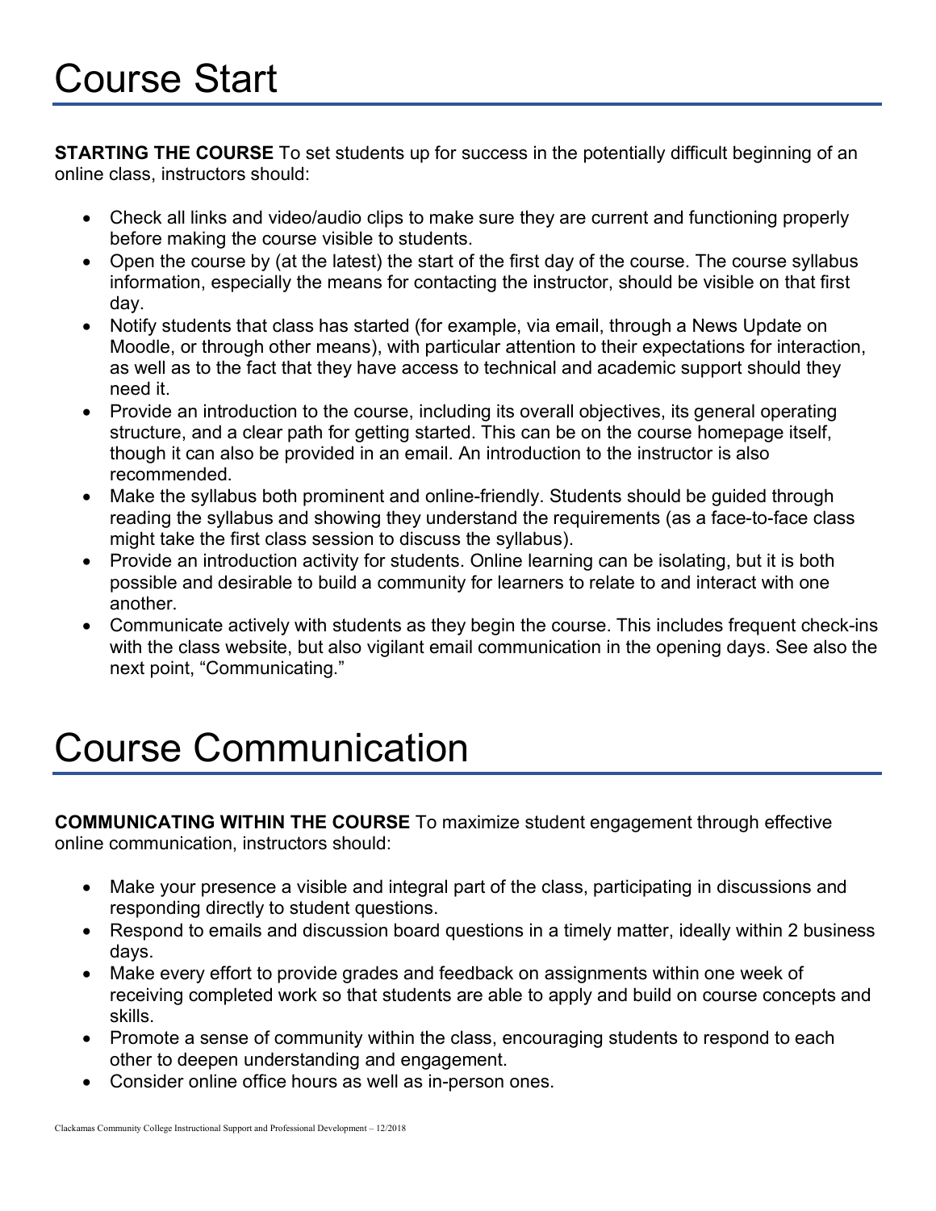# Course Start

**STARTING THE COURSE** To set students up for success in the potentially difficult beginning of an online class, instructors should:

- Check all links and video/audio clips to make sure they are current and functioning properly before making the course visible to students.
- Open the course by (at the latest) the start of the first day of the course. The course syllabus information, especially the means for contacting the instructor, should be visible on that first day.
- Notify students that class has started (for example, via email, through a News Update on Moodle, or through other means), with particular attention to their expectations for interaction, as well as to the fact that they have access to technical and academic support should they need it.
- Provide an introduction to the course, including its overall objectives, its general operating structure, and a clear path for getting started. This can be on the course homepage itself, though it can also be provided in an email. An introduction to the instructor is also recommended.
- Make the syllabus both prominent and online-friendly. Students should be guided through reading the syllabus and showing they understand the requirements (as a face-to-face class might take the first class session to discuss the syllabus).
- Provide an introduction activity for students. Online learning can be isolating, but it is both possible and desirable to build a community for learners to relate to and interact with one another.
- Communicate actively with students as they begin the course. This includes frequent check-ins with the class website, but also vigilant email communication in the opening days. See also the next point, "Communicating."

# Course Communication

**COMMUNICATING WITHIN THE COURSE** To maximize student engagement through effective online communication, instructors should:

- Make your presence a visible and integral part of the class, participating in discussions and responding directly to student questions.
- Respond to emails and discussion board questions in a timely matter, ideally within 2 business days.
- Make every effort to provide grades and feedback on assignments within one week of receiving completed work so that students are able to apply and build on course concepts and skills.
- Promote a sense of community within the class, encouraging students to respond to each other to deepen understanding and engagement.
- Consider online office hours as well as in-person ones.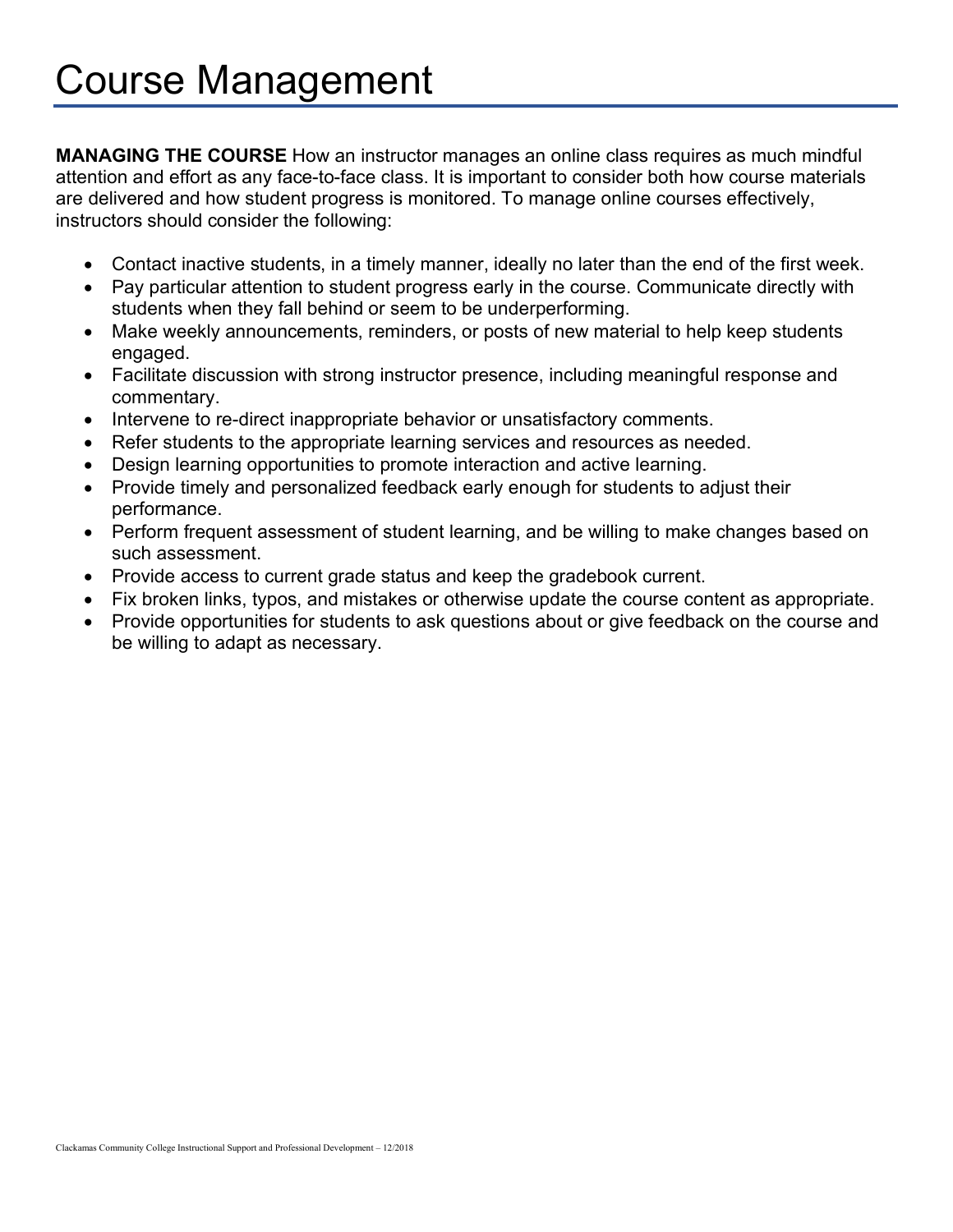# Course Management

**MANAGING THE COURSE** How an instructor manages an online class requires as much mindful attention and effort as any face-to-face class. It is important to consider both how course materials are delivered and how student progress is monitored. To manage online courses effectively, instructors should consider the following:

- Contact inactive students, in a timely manner, ideally no later than the end of the first week.
- Pay particular attention to student progress early in the course. Communicate directly with students when they fall behind or seem to be underperforming.
- Make weekly announcements, reminders, or posts of new material to help keep students engaged.
- Facilitate discussion with strong instructor presence, including meaningful response and commentary.
- Intervene to re-direct inappropriate behavior or unsatisfactory comments.
- Refer students to the appropriate learning services and resources as needed.
- Design learning opportunities to promote interaction and active learning.
- Provide timely and personalized feedback early enough for students to adjust their performance.
- Perform frequent assessment of student learning, and be willing to make changes based on such assessment.
- Provide access to current grade status and keep the gradebook current.
- Fix broken links, typos, and mistakes or otherwise update the course content as appropriate.
- Provide opportunities for students to ask questions about or give feedback on the course and be willing to adapt as necessary.